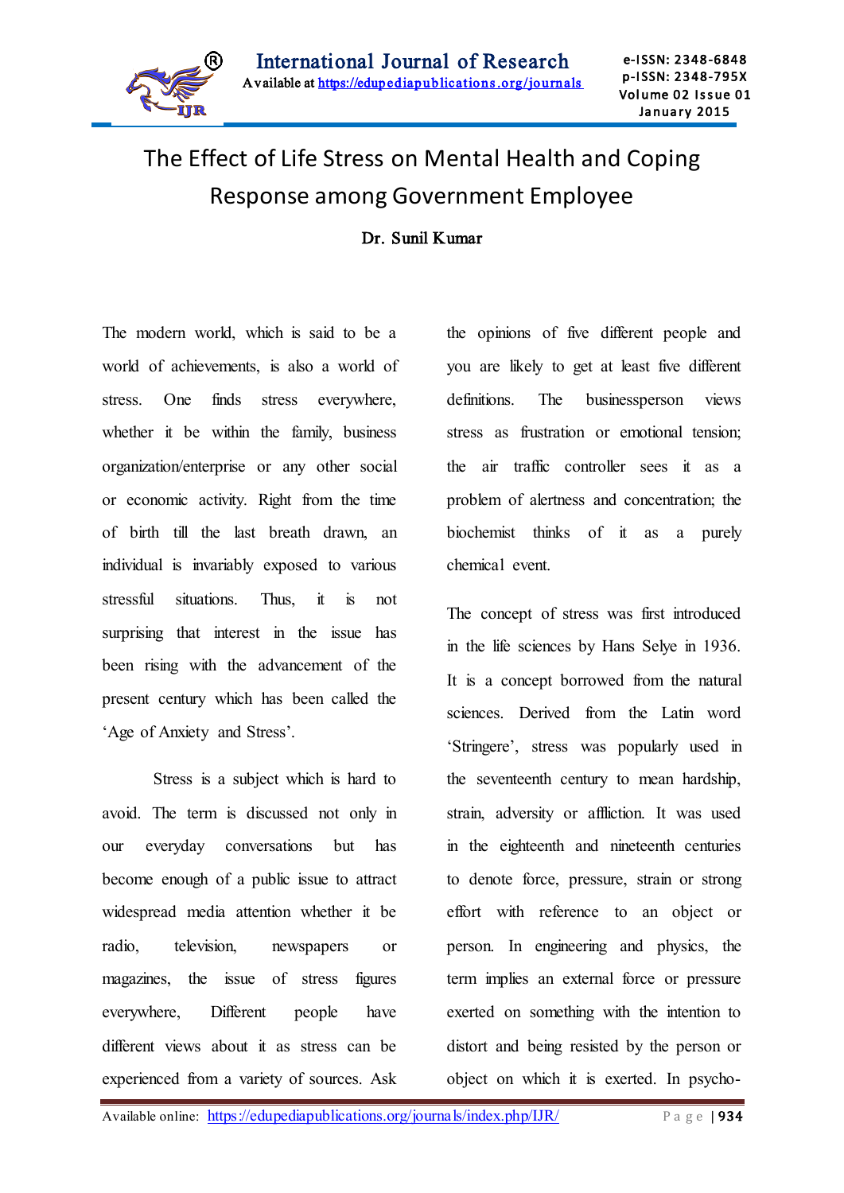# The Effect of Life Stress on Mental Health and Coping Response among Government Employee

**Dr. Sunil Kumar**

The modern world, which is said to be a world of achievements, is also a world of stress. One finds stress everywhere, whether it be within the family, business organization/enterprise or any other social or economic activity. Right from the time of birth till the last breath drawn, an individual is invariably exposed to various stressful situations. Thus, it is not surprising that interest in the issue has been rising with the advancement of the present century which has been called the 'Age of Anxiety and Stress'.

Stress is a subject which is hard to avoid. The term is discussed not only in our everyday conversations but has become enough of a public issue to attract widespread media attention whether it be radio, television, newspapers or magazines, the issue of stress figures everywhere, Different people have different views about it as stress can be experienced from a variety of sources. Ask the opinions of five different people and you are likely to get at least five different definitions. The businessperson views stress as frustration or emotional tension; the air traffic controller sees it as a problem of alertness and concentration; the biochemist thinks of it as a purely chemical event.

The concept of stress was first introduced in the life sciences by Hans Selye in 1936. It is a concept borrowed from the natural sciences. Derived from the Latin word 'Stringere', stress was popularly used in the seventeenth century to mean hardship, strain, adversity or affliction. It was used in the eighteenth and nineteenth centuries to denote force, pressure, strain or strong effort with reference to an object or person. In engineering and physics, the term implies an external force or pressure exerted on something with the intention to distort and being resisted by the person or object on which it is exerted. In psycho-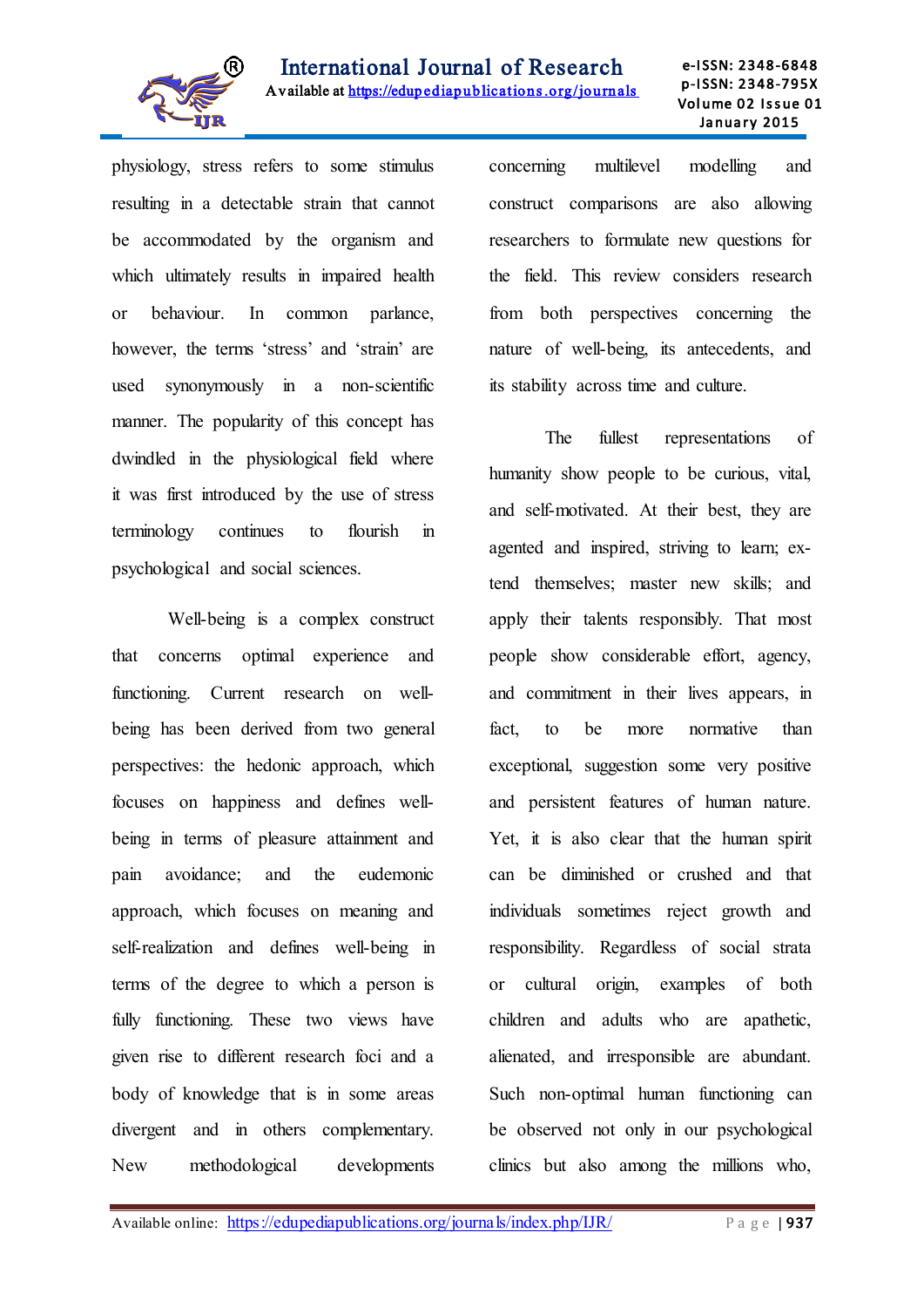physiology, stress refers to some stimulus resulting in a detectable strain that cannot be accommodated by the organism and which ultimately results in impaired health or behaviour. In common parlance, however, the terms 'stress' and 'strain' are used synonymously in a non-scientific manner. The popularity of this concept has dwindled in the physiological field where it was first introduced by the use of stress terminology continues to flourish in psychological and social sciences.

Well-being is a complex construct that concerns optimal experience and functioning. Current research on well-being has been derived from two general perspectives: the hedonic approach, which focuses on happiness and defines well-being in terms of pleasure attainment and pain avoidance; and the eudemonic approach, which focuses on meaning and self-realization and defines well-being in terms of the degree to which a person is fully functioning. These two views have given rise to different research foci and a body of knowledge that is in some areas divergent and in others complementary. New methodological developments concerning multilevel modelling and construct comparisons are also allowing researchers to formulate new questions for the field. This review considers research from both perspectives concerning the nature of well-being, its antecedents, and its stability across time and culture.

The fullest representations of humanity show people to be curious, vital, and self-motivated. At their best, they are agented and inspired, striving to learn; extend themselves; master new skills; and apply their talents responsibly. That most people show considerable effort, agency, and commitment in their lives appears, in fact, to be more normative than exceptional, suggestion some very positive and persistent features of human nature. Yet, it is also clear that the human spirit can be diminished or crushed and that individuals sometimes reject growth and responsibility. Regardless of social strata or cultural origin, examples of both children and adults who are apathetic, alienated, and irresponsible are abundant. Such non-optimal human functioning can be observed not only in our psychological clinics but also among the millions who,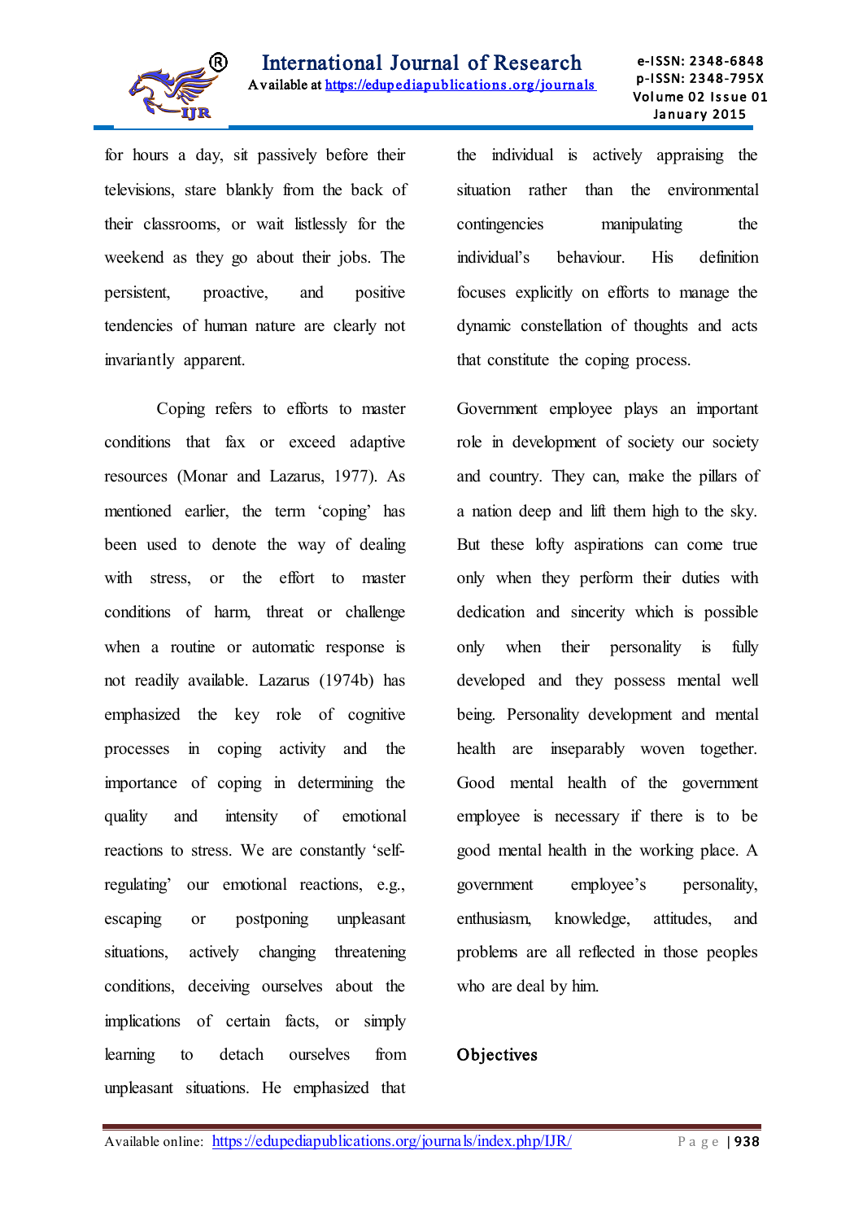for hours a day, sit passively before their televisions, stare blankly from the back of their classrooms, or wait listlessly for the weekend as they go about their jobs. The persistent, proactive, and positive tendencies of human nature are clearly not invariantly apparent.

Coping refers to efforts to master conditions that fax or exceed adaptive resources (Monar and Lazarus, 1977). As mentioned earlier, the term 'coping' has been used to denote the way of dealing with stress, or the effort to master conditions of harm, threat or challenge when a routine or automatic response is not readily available. Lazarus (1974b) has emphasized the key role of cognitive processes in coping activity and the importance of coping in determining the quality and intensity of emotional reactions to stress. We are constantly 'self-regulating' our emotional reactions, e.g., escaping or postponing unpleasant situations, actively changing threatening conditions, deceiving ourselves about the implications of certain facts, or simply learning to detach ourselves from unpleasant situations. He emphasized that the individual is actively appraising the situation rather than the environmental contingencies manipulating the individual's behaviour. His definition focuses explicitly on efforts to manage the dynamic constellation of thoughts and acts that constitute the coping process.

Government employee plays an important role in development of society our society and country. They can, make the pillars of a nation deep and lift them high to the sky. But these lofty aspirations can come true only when they perform their duties with dedication and sincerity which is possible only when their personality is fully developed and they possess mental well being. Personality development and mental health are inseparably woven together. Good mental health of the government employee is necessary if there is to be good mental health in the working place. A government employee's personality, enthusiasm, knowledge, attitudes, and problems are all reflected in those peoples who are deal by him.

## Objectives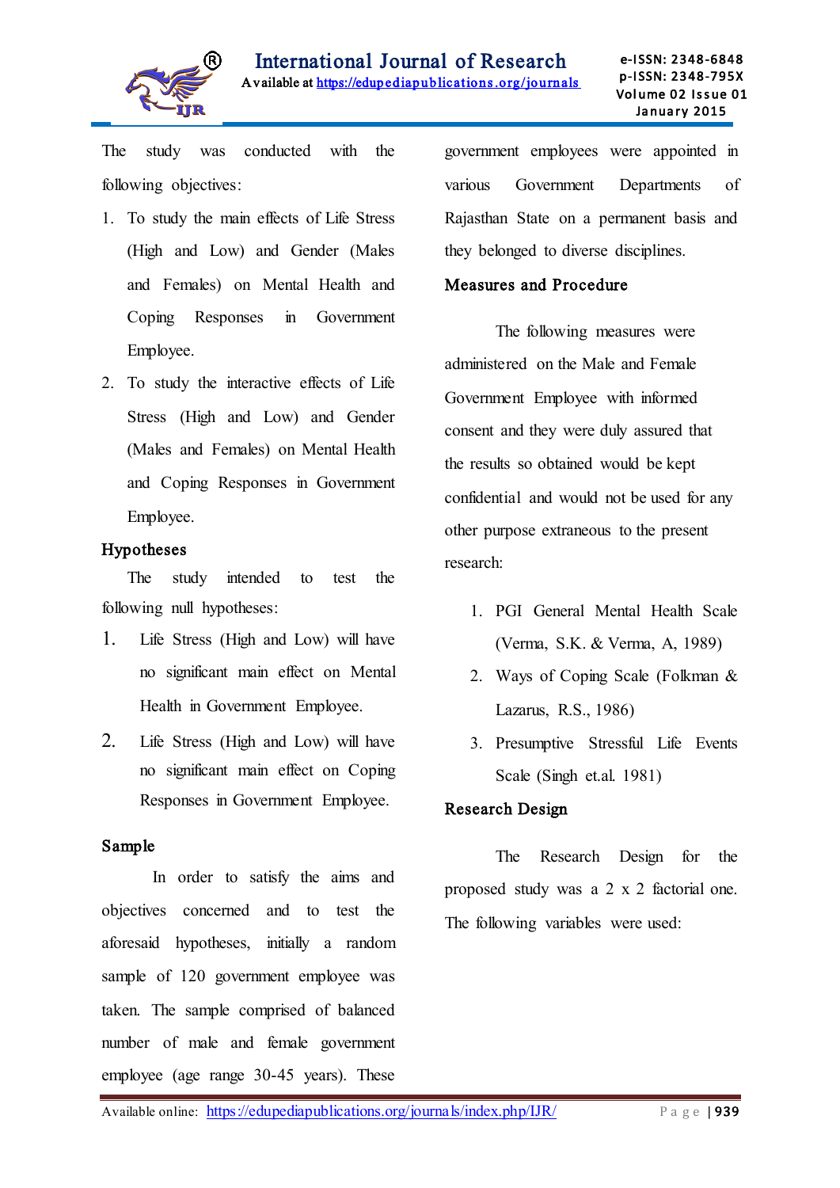The study was conducted with the following objectives:

1. To study the main effects of Life Stress (High and Low) and Gender (Males and Females) on Mental Health and Coping Responses in Government Employee.
2. To study the interactive effects of Life Stress (High and Low) and Gender (Males and Females) on Mental Health and Coping Responses in Government Employee.

## Hypotheses

The study intended to test the following null hypotheses:

1. Life Stress (High and Low) will have no significant main effect on Mental Health in Government Employee.
2. Life Stress (High and Low) will have no significant main effect on Coping Responses in Government Employee.

## Sample

In order to satisfy the aims and objectives concerned and to test the aforesaid hypotheses, initially a random sample of 120 government employee was taken. The sample comprised of balanced number of male and female government employee (age range 30-45 years). These government employees were appointed in various Government Departments of Rajasthan State on a permanent basis and they belonged to diverse disciplines.

## Measures and Procedure

The following measures were administered on the Male and Female Government Employee with informed consent and they were duly assured that the results so obtained would be kept confidential and would not be used for any other purpose extraneous to the present research:

1. PGI General Mental Health Scale (Verma, S.K. & Verma, A, 1989)
2. Ways of Coping Scale (Folkman & Lazarus, R.S., 1986)
3. Presumptive Stressful Life Events Scale (Singh et.al. 1981)

## Research Design

The Research Design for the proposed study was a 2 x 2 factorial one. The following variables were used: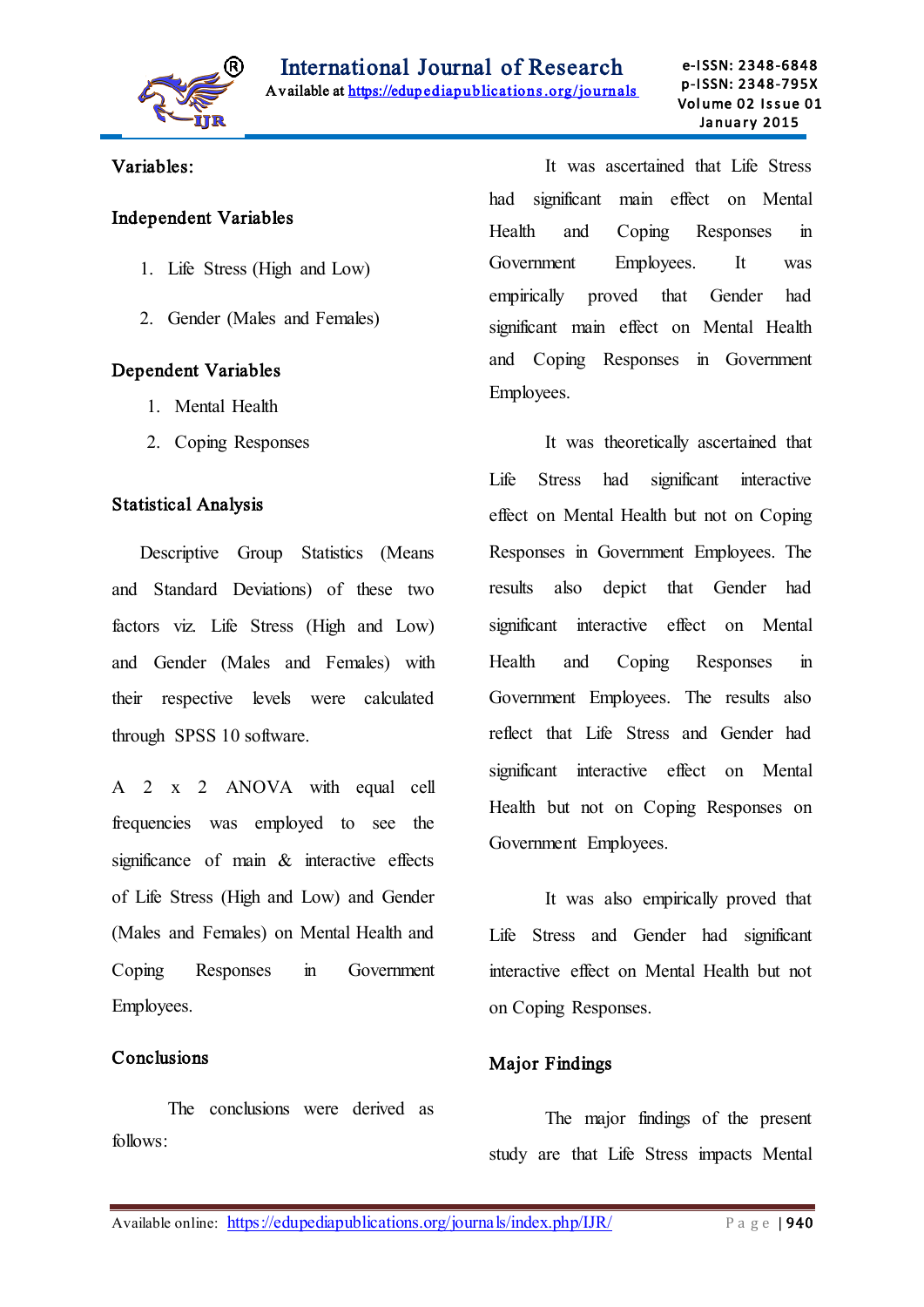## Variables:

### Independent Variables

1. Life Stress (High and Low)
2. Gender (Males and Females)

### Dependent Variables

1. Mental Health
2. Coping Responses

## Statistical Analysis

Descriptive Group Statistics (Means and Standard Deviations) of these two factors viz. Life Stress (High and Low) and Gender (Males and Females) with their respective levels were calculated through SPSS 10 software.

A 2 x 2 ANOVA with equal cell frequencies was employed to see the significance of main & interactive effects of Life Stress (High and Low) and Gender (Males and Females) on Mental Health and Coping Responses in Government Employees.

## Conclusions

The conclusions were derived as follows:

It was ascertained that Life Stress had significant main effect on Mental Health and Coping Responses in Government Employees. It was empirically proved that Gender had significant main effect on Mental Health and Coping Responses in Government Employees.

It was theoretically ascertained that Life Stress had significant interactive effect on Mental Health but not on Coping Responses in Government Employees. The results also depict that Gender had significant interactive effect on Mental Health and Coping Responses in Government Employees. The results also reflect that Life Stress and Gender had significant interactive effect on Mental Health but not on Coping Responses on Government Employees.

It was also empirically proved that Life Stress and Gender had significant interactive effect on Mental Health but not on Coping Responses.

## Major Findings

The major findings of the present study are that Life Stress impacts Mental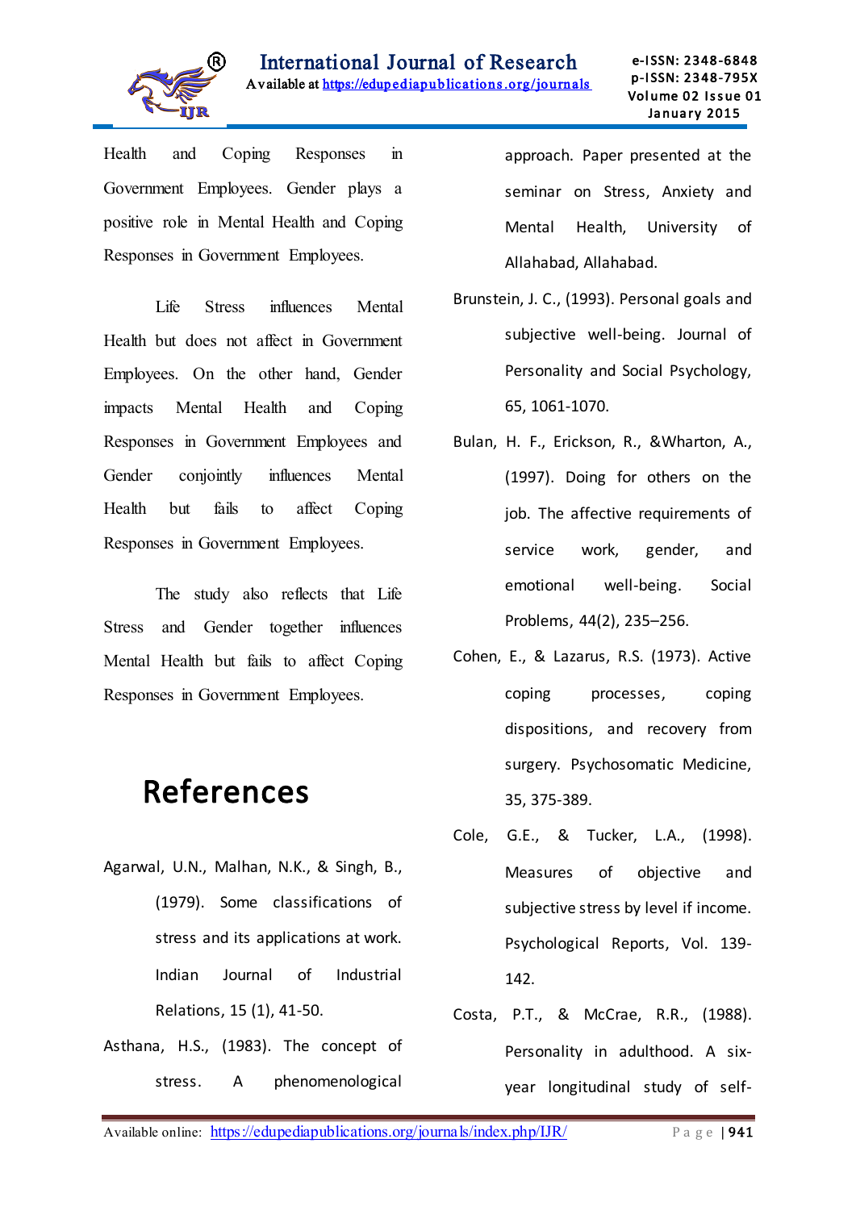Health and Coping Responses in Government Employees. Gender plays a positive role in Mental Health and Coping Responses in Government Employees.

Life Stress influences Mental Health but does not affect in Government Employees. On the other hand, Gender impacts Mental Health and Coping Responses in Government Employees and Gender conjointly influences Mental Health but fails to affect Coping Responses in Government Employees.

The study also reflects that Life Stress and Gender together influences Mental Health but fails to affect Coping Responses in Government Employees.

# References

Agarwal, U.N., Malhan, N.K., & Singh, B., (1979). Some classifications of stress and its applications at work. Indian Journal of Industrial Relations, 15 (1), 41-50.

Asthana, H.S., (1983). The concept of stress. A phenomenological approach. Paper presented at the seminar on Stress, Anxiety and Mental Health, University of Allahabad, Allahabad.

Brunstein, J. C., (1993). Personal goals and subjective well-being. Journal of Personality and Social Psychology, 65, 1061-1070.

Bulan, H. F., Erickson, R., &Wharton, A., (1997). Doing for others on the job. The affective requirements of service work, gender, and emotional well-being. Social Problems, 44(2), 235–256.

Cohen, E., & Lazarus, R.S. (1973). Active coping processes, coping dispositions, and recovery from surgery. Psychosomatic Medicine, 35, 375-389.

Cole, G.E., & Tucker, L.A., (1998). Measures of objective and subjective stress by level if income. Psychological Reports, Vol. 139-142.

Costa, P.T., & McCrae, R.R., (1988). Personality in adulthood. A six-year longitudinal study of self-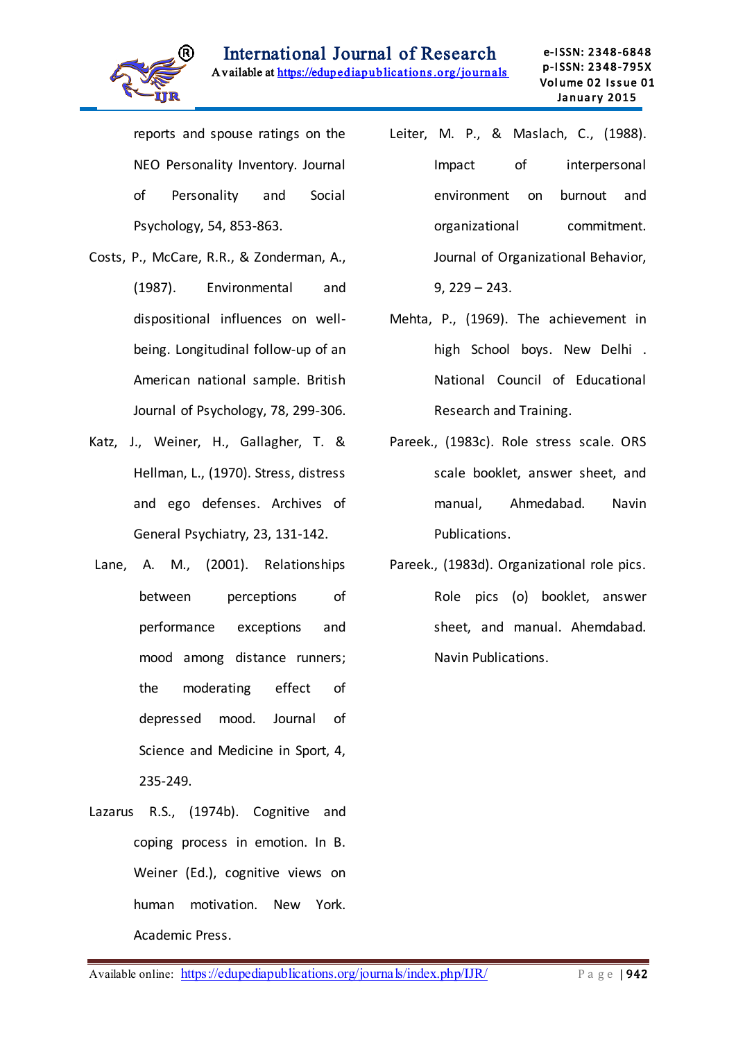reports and spouse ratings on the NEO Personality Inventory. Journal of Personality and Social Psychology, 54, 853-863.

Costs, P., McCare, R.R., & Zonderman, A., (1987). Environmental and dispositional influences on well-being. Longitudinal follow-up of an American national sample. British Journal of Psychology, 78, 299-306.

Katz, J., Weiner, H., Gallagher, T. & Hellman, L., (1970). Stress, distress and ego defenses. Archives of General Psychiatry, 23, 131-142.

Lane, A. M., (2001). Relationships between perceptions of performance exceptions and mood among distance runners; the moderating effect of depressed mood. Journal of Science and Medicine in Sport, 4, 235-249.

Lazarus R.S., (1974b). Cognitive and coping process in emotion. In B. Weiner (Ed.), cognitive views on human motivation. New York. Academic Press.

Leiter, M. P., & Maslach, C., (1988). Impact of interpersonal environment on burnout and organizational commitment. Journal of Organizational Behavior, 9, 229 – 243.

Mehta, P., (1969). The achievement in high School boys. New Delhi . National Council of Educational Research and Training.

Pareek., (1983c). Role stress scale. ORS scale booklet, answer sheet, and manual, Ahmedabad. Navin Publications.

Pareek., (1983d). Organizational role pics. Role pics (o) booklet, answer sheet, and manual. Ahemdabad. Navin Publications.